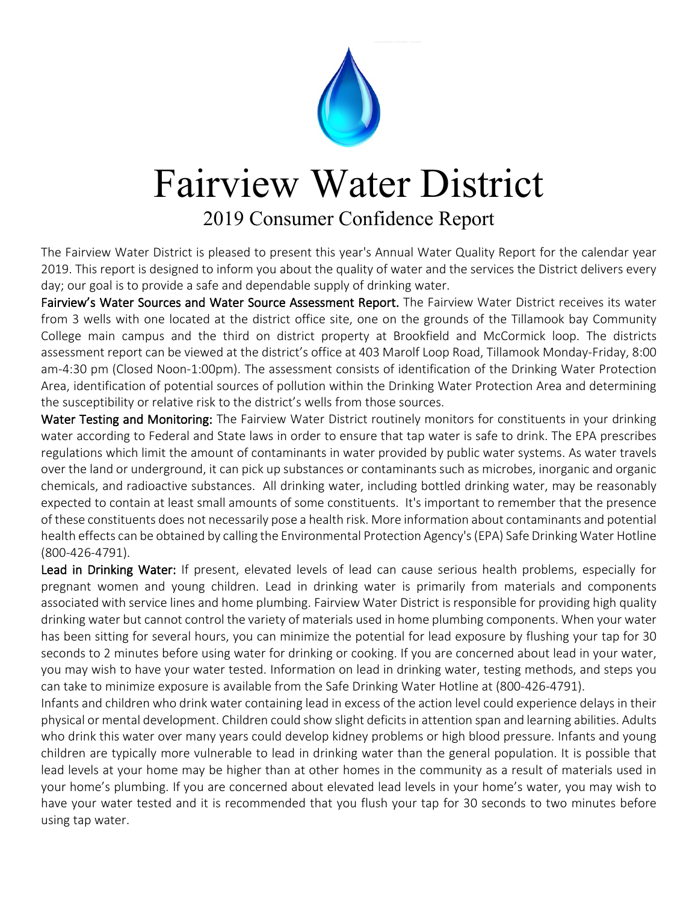# Fairview Water District

## 2019 Consumer Confidence Report

The Fairview Water District is pleased to present this year's Annual Water Quality Report for the calendar year 2019. This report is designed to inform you about the quality of water and the services the District delivers every day; our goal is to provide a safe and dependable supply of drinking water.

**Fairview's Water Sources and Water Source Assessment Report.** The Fairview Water District receives its water from 3 wells with one located at the district office site, one on the grounds of the Tillamook bay Community College main campus and the third on district property at Brookfield and McCormick loop. The districts assessment report can be viewed at the district's office at 403 Marolf Loop Road, Tillamook Monday-Friday, 8:00 am-4:30 pm (Closed Noon-1:00pm). The assessment consists of identification of the Drinking Water Protection Area, identification of potential sources of pollution within the Drinking Water Protection Area and determining the susceptibility or relative risk to the district's wells from those sources.

**Water Testing and Monitoring:** The Fairview Water District routinely monitors for constituents in your drinking water according to Federal and State laws in order to ensure that tap water is safe to drink. The EPA prescribes regulations which limit the amount of contaminants in water provided by public water systems. As water travels over the land or underground, it can pick up substances or contaminants such as microbes, inorganic and organic chemicals, and radioactive substances. All drinking water, including bottled drinking water, may be reasonably expected to contain at least small amounts of some constituents. It's important to remember that the presence of these constituents does not necessarily pose a health risk. More information about contaminants and potential health effects can be obtained by calling the Environmental Protection Agency's (EPA) Safe Drinking Water Hotline (800-426-4791).

**Lead in Drinking Water:** If present, elevated levels of lead can cause serious health problems, especially for pregnant women and young children. Lead in drinking water is primarily from materials and components associated with service lines and home plumbing. Fairview Water District is responsible for providing high quality drinking water but cannot control the variety of materials used in home plumbing components. When your water has been sitting for several hours, you can minimize the potential for lead exposure by flushing your tap for 30 seconds to 2 minutes before using water for drinking or cooking. If you are concerned about lead in your water, you may wish to have your water tested. Information on lead in drinking water, testing methods, and steps you can take to minimize exposure is available from the Safe Drinking Water Hotline at (800-426-4791).

Infants and children who drink water containing lead in excess of the action level could experience delays in their physical or mental development. Children could show slight deficits in attention span and learning abilities. Adults who drink this water over many years could develop kidney problems or high blood pressure. Infants and young children are typically more vulnerable to lead in drinking water than the general population. It is possible that lead levels at your home may be higher than at other homes in the community as a result of materials used in your home's plumbing. If you are concerned about elevated lead levels in your home's water, you may wish to have your water tested and it is recommended that you flush your tap for 30 seconds to two minutes before using tap water.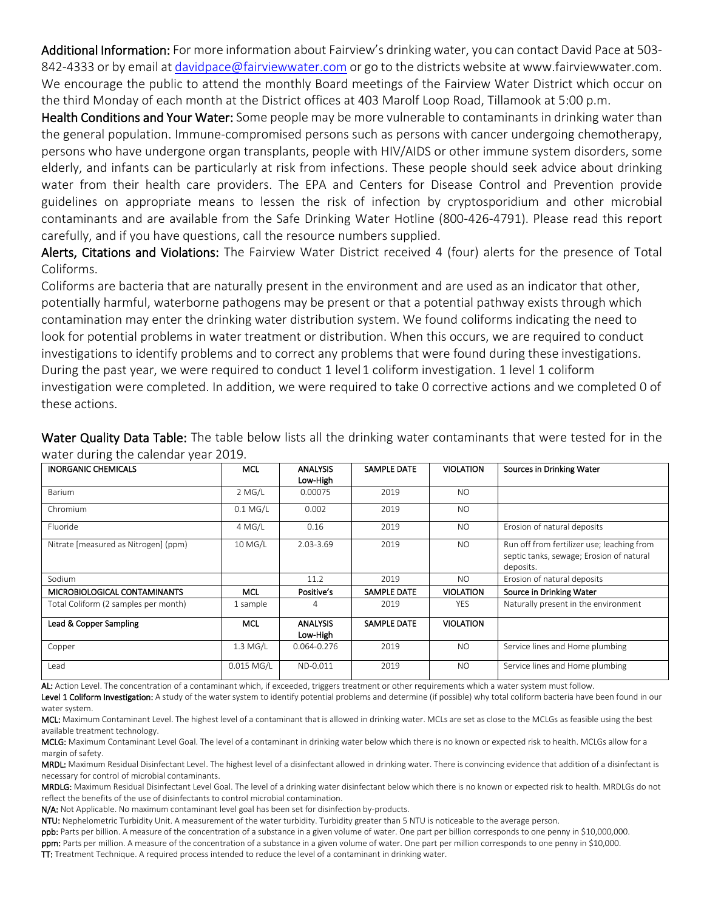**Additional Information:** For more information about Fairview's drinking water, you can contact David Pace at 503-842-4333 or by email at davidpace@fairviewwater.com or go to the districts website at www.fairviewwater.com. We encourage the public to attend the monthly Board meetings of the Fairview Water District which occur on the third Monday of each month at the District offices at 403 Marolf Loop Road, Tillamook at 5:00 p.m.

**Health Conditions and Your Water:** Some people may be more vulnerable to contaminants in drinking water than the general population. Immune-compromised persons such as persons with cancer undergoing chemotherapy, persons who have undergone organ transplants, people with HIV/AIDS or other immune system disorders, some elderly, and infants can be particularly at risk from infections. These people should seek advice about drinking water from their health care providers. The EPA and Centers for Disease Control and Prevention provide guidelines on appropriate means to lessen the risk of infection by cryptosporidium and other microbial contaminants and are available from the Safe Drinking Water Hotline (800-426-4791). Please read this report carefully, and if you have questions, call the resource numbers supplied.

**Alerts, Citations and Violations:** The Fairview Water District received 4 (four) alerts for the presence of Total Coliforms.

Coliforms are bacteria that are naturally present in the environment and are used as an indicator that other, potentially harmful, waterborne pathogens may be present or that a potential pathway exists through which contamination may enter the drinking water distribution system. We found coliforms indicating the need to look for potential problems in water treatment or distribution. When this occurs, we are required to conduct investigations to identify problems and to correct any problems that were found during these investigations. During the past year, we were required to conduct 1 level 1 coliform investigation. 1 level 1 coliform investigation were completed. In addition, we were required to take 0 corrective actions and we completed 0 of these actions.

**Water Quality Data Table:** The table below lists all the drinking water contaminants that were tested for in the water during the calendar year 2019.

| INORGANIC CHEMICALS | MCL | ANALYSIS Low-High | SAMPLE DATE | VIOLATION | Sources in Drinking Water |
|---|---|---|---|---|---|
| Barium | 2 MG/L | 0.00075 | 2019 | NO | |
| Chromium | 0.1 MG/L | 0.002 | 2019 | NO | |
| Fluoride | 4 MG/L | 0.16 | 2019 | NO | Erosion of natural deposits |
| Nitrate [measured as Nitrogen] (ppm) | 10 MG/L | 2.03-3.69 | 2019 | NO | Run off from fertilizer use; leaching from septic tanks, sewage; Erosion of natural deposits. |
| Sodium | | 11.2 | 2019 | NO | Erosion of natural deposits |
| **MICROBIOLOGICAL CONTAMINANTS** | **MCL** | **Positive's** | **SAMPLE DATE** | **VIOLATION** | **Source in Drinking Water** |
| Total Coliform (2 samples per month) | 1 sample | 4 | 2019 | YES | Naturally present in the environment |
| **Lead & Copper Sampling** | **MCL** | **ANALYSIS Low-High** | **SAMPLE DATE** | **VIOLATION** | |
| Copper | 1.3 MG/L | 0.064-0.276 | 2019 | NO | Service lines and Home plumbing |
| Lead | 0.015 MG/L | ND-0.011 | 2019 | NO | Service lines and Home plumbing |

**AL:** Action Level. The concentration of a contaminant which, if exceeded, triggers treatment or other requirements which a water system must follow.

**Level 1 Coliform Investigation:** A study of the water system to identify potential problems and determine (if possible) why total coliform bacteria have been found in our water system.

**MCL:** Maximum Contaminant Level. The highest level of a contaminant that is allowed in drinking water. MCLs are set as close to the MCLGs as feasible using the best available treatment technology.

**MCLG:** Maximum Contaminant Level Goal. The level of a contaminant in drinking water below which there is no known or expected risk to health. MCLGs allow for a margin of safety.

**MRDL:** Maximum Residual Disinfectant Level. The highest level of a disinfectant allowed in drinking water. There is convincing evidence that addition of a disinfectant is necessary for control of microbial contaminants.

**MRDLG:** Maximum Residual Disinfectant Level Goal. The level of a drinking water disinfectant below which there is no known or expected risk to health. MRDLGs do not reflect the benefits of the use of disinfectants to control microbial contamination.

**N/A:** Not Applicable. No maximum contaminant level goal has been set for disinfection by-products.

**NTU:** Nephelometric Turbidity Unit. A measurement of the water turbidity. Turbidity greater than 5 NTU is noticeable to the average person.

**ppb:** Parts per billion. A measure of the concentration of a substance in a given volume of water. One part per billion corresponds to one penny in $10,000,000.

**ppm:** Parts per million. A measure of the concentration of a substance in a given volume of water. One part per million corresponds to one penny in $10,000.

**TT:** Treatment Technique. A required process intended to reduce the level of a contaminant in drinking water.